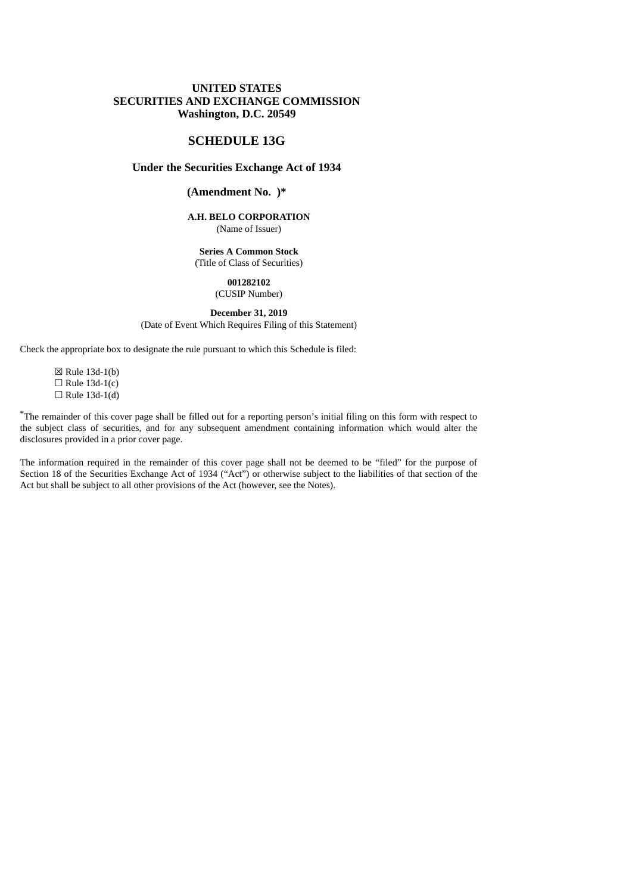**UNITED STATES**
**SECURITIES AND EXCHANGE COMMISSION**
**Washington, D.C. 20549**

# SCHEDULE 13G

**Under the Securities Exchange Act of 1934**

**(Amendment No. )***

**A.H. BELO CORPORATION**
(Name of Issuer)

**Series A Common Stock**
(Title of Class of Securities)

**001282102**
(CUSIP Number)

**December 31, 2019**
(Date of Event Which Requires Filing of this Statement)

Check the appropriate box to designate the rule pursuant to which this Schedule is filed:

☒ Rule 13d-1(b)
☐ Rule 13d-1(c)
☐ Rule 13d-1(d)

*The remainder of this cover page shall be filled out for a reporting person's initial filing on this form with respect to the subject class of securities, and for any subsequent amendment containing information which would alter the disclosures provided in a prior cover page.

The information required in the remainder of this cover page shall not be deemed to be "filed" for the purpose of Section 18 of the Securities Exchange Act of 1934 ("Act") or otherwise subject to the liabilities of that section of the Act but shall be subject to all other provisions of the Act (however, see the Notes).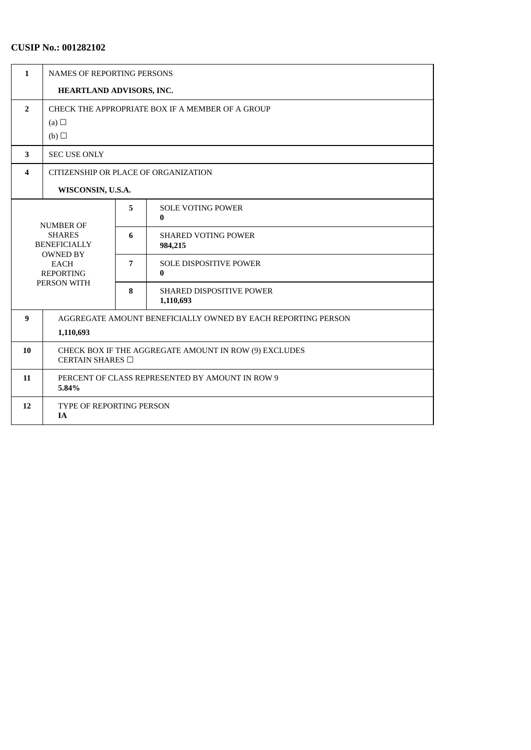**CUSIP No.: 001282102**

| | | | |
|---|---|---|---|
| 1 | NAMES OF REPORTING PERSONS<br>**HEARTLAND ADVISORS, INC.** | | |
| 2 | CHECK THE APPROPRIATE BOX IF A MEMBER OF A GROUP<br>(a) ☐<br>(b) ☐ | | |
| 3 | SEC USE ONLY | | |
| 4 | CITIZENSHIP OR PLACE OF ORGANIZATION<br>**WISCONSIN, U.S.A.** | | |
| NUMBER OF SHARES BENEFICIALLY OWNED BY EACH REPORTING PERSON WITH | | 5 | SOLE VOTING POWER<br>**0** |
| | | 6 | SHARED VOTING POWER<br>**984,215** |
| | | 7 | SOLE DISPOSITIVE POWER<br>**0** |
| | | 8 | SHARED DISPOSITIVE POWER<br>**1,110,693** |
| 9 | AGGREGATE AMOUNT BENEFICIALLY OWNED BY EACH REPORTING PERSON<br>**1,110,693** | | |
| 10 | CHECK BOX IF THE AGGREGATE AMOUNT IN ROW (9) EXCLUDES CERTAIN SHARES ☐ | | |
| 11 | PERCENT OF CLASS REPRESENTED BY AMOUNT IN ROW 9<br>**5.84%** | | |
| 12 | TYPE OF REPORTING PERSON<br>**IA** | | |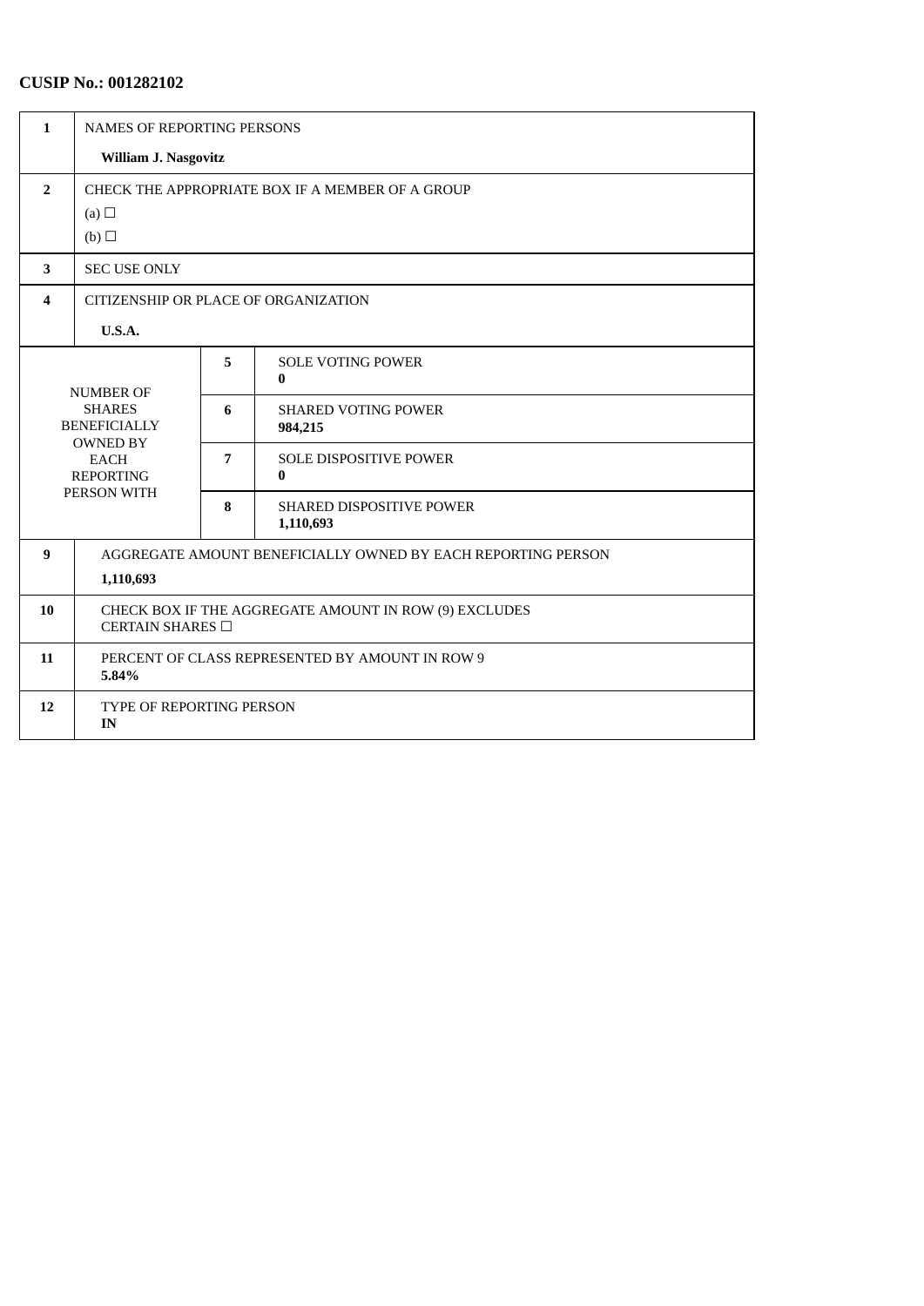**CUSIP No.: 001282102**

| | | | |
|---|---|---|---|
| 1 | NAMES OF REPORTING PERSONS<br>**William J. Nasgovitz** | | |
| 2 | CHECK THE APPROPRIATE BOX IF A MEMBER OF A GROUP<br>(a) ☐<br>(b) ☐ | | |
| 3 | SEC USE ONLY | | |
| 4 | CITIZENSHIP OR PLACE OF ORGANIZATION<br>**U.S.A.** | | |
| NUMBER OF SHARES BENEFICIALLY OWNED BY EACH REPORTING PERSON WITH | | 5 | SOLE VOTING POWER<br>**0** |
| | | 6 | SHARED VOTING POWER<br>**984,215** |
| | | 7 | SOLE DISPOSITIVE POWER<br>**0** |
| | | 8 | SHARED DISPOSITIVE POWER<br>**1,110,693** |
| 9 | AGGREGATE AMOUNT BENEFICIALLY OWNED BY EACH REPORTING PERSON<br>**1,110,693** | | |
| 10 | CHECK BOX IF THE AGGREGATE AMOUNT IN ROW (9) EXCLUDES CERTAIN SHARES ☐ | | |
| 11 | PERCENT OF CLASS REPRESENTED BY AMOUNT IN ROW 9<br>**5.84%** | | |
| 12 | TYPE OF REPORTING PERSON<br>**IN** | | |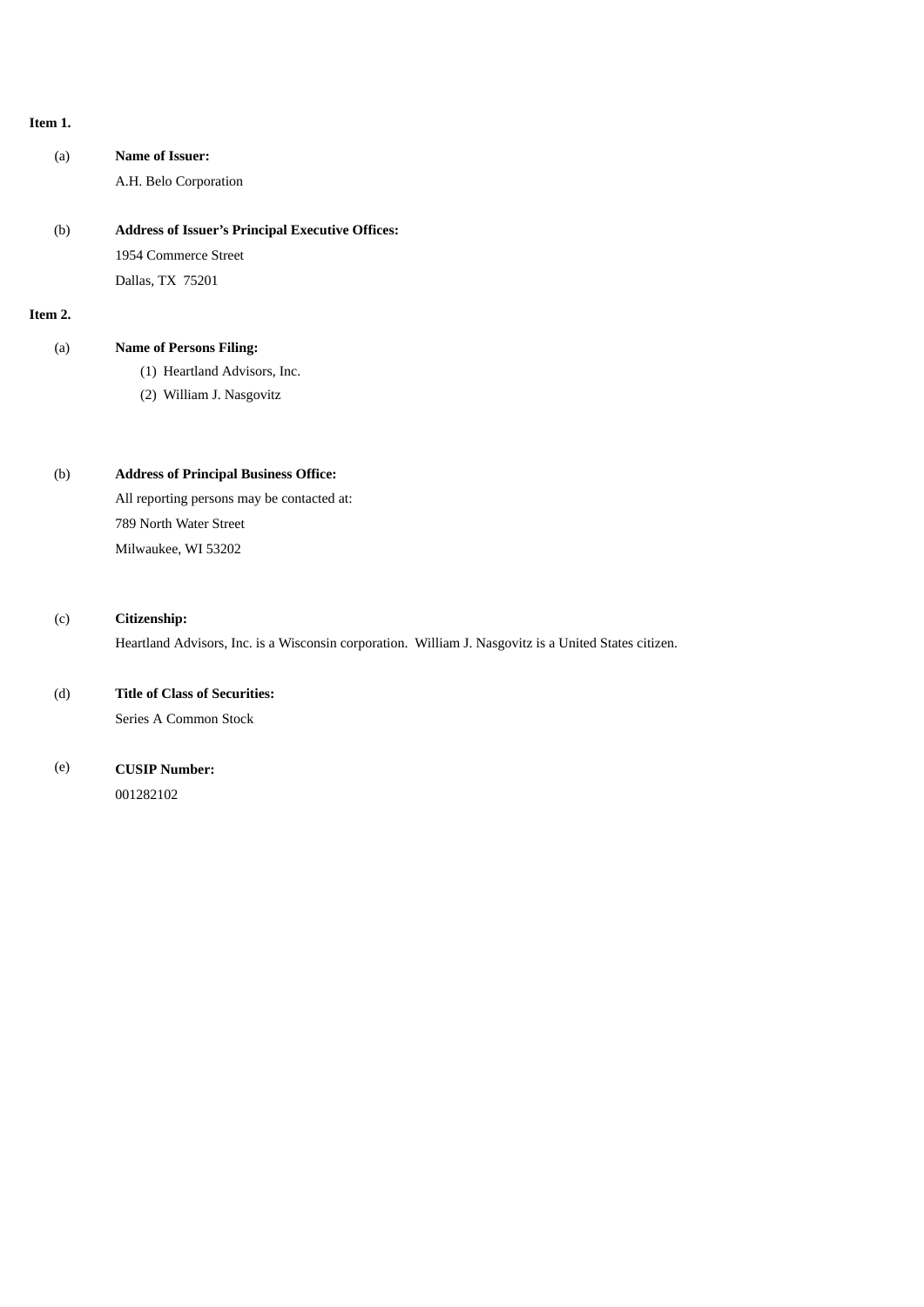**Item 1.**

(a) **Name of Issuer:**

A.H. Belo Corporation

(b) **Address of Issuer's Principal Executive Offices:**

1954 Commerce Street

Dallas, TX 75201

**Item 2.**

(a) **Name of Persons Filing:**

(1) Heartland Advisors, Inc.

(2) William J. Nasgovitz

(b) **Address of Principal Business Office:**

All reporting persons may be contacted at:

789 North Water Street

Milwaukee, WI 53202

(c) **Citizenship:**

Heartland Advisors, Inc. is a Wisconsin corporation. William J. Nasgovitz is a United States citizen.

(d) **Title of Class of Securities:**

Series A Common Stock

(e) **CUSIP Number:**

001282102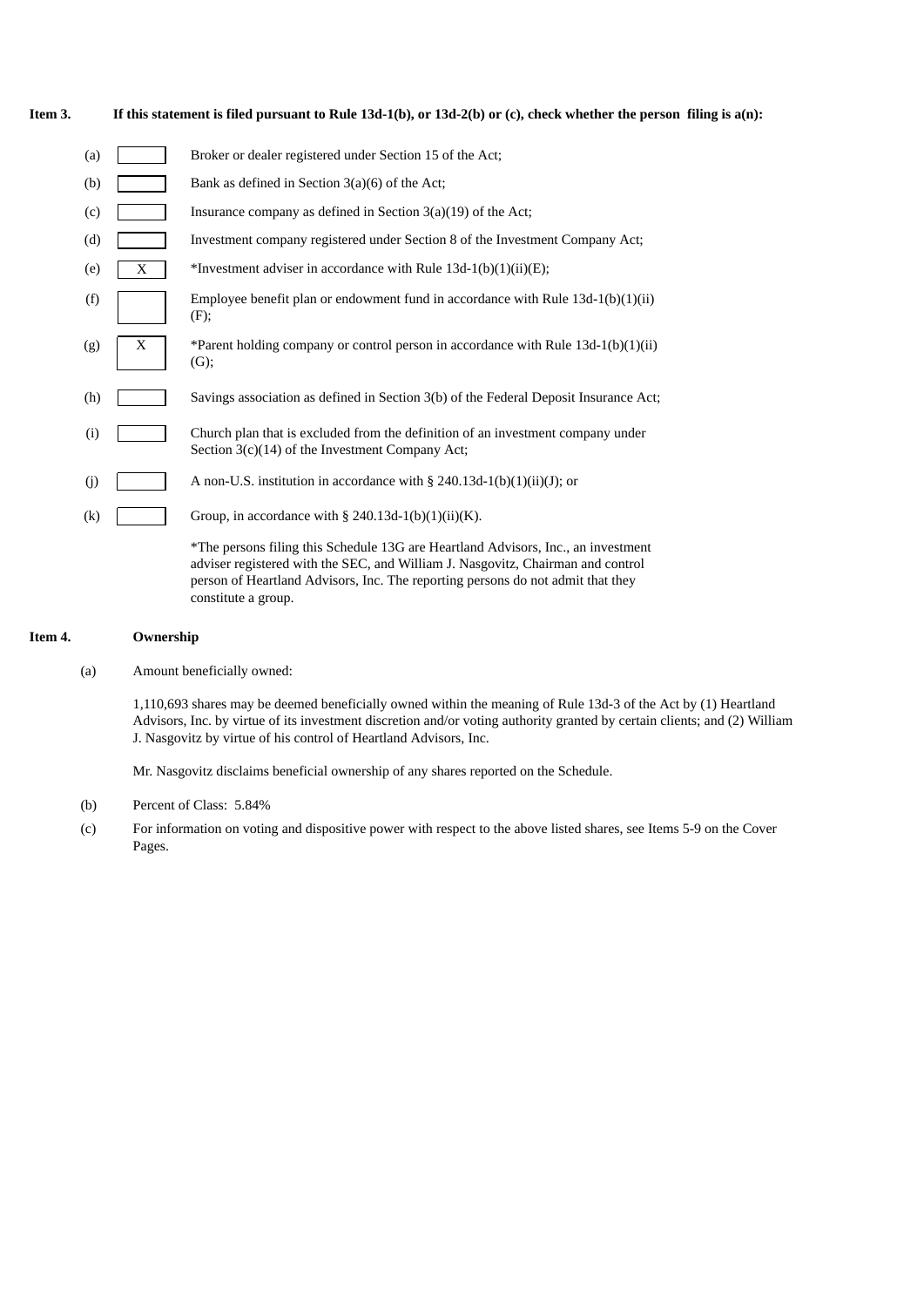**Item 3. If this statement is filed pursuant to Rule 13d-1(b), or 13d-2(b) or (c), check whether the person filing is a(n):**

| | | |
|---|---|---|
| (a) | [ ] | Broker or dealer registered under Section 15 of the Act; |
| (b) | [ ] | Bank as defined in Section 3(a)(6) of the Act; |
| (c) | [ ] | Insurance company as defined in Section 3(a)(19) of the Act; |
| (d) | [ ] | Investment company registered under Section 8 of the Investment Company Act; |
| (e) | X | *Investment adviser in accordance with Rule 13d-1(b)(1)(ii)(E); |
| (f) | [ ] | Employee benefit plan or endowment fund in accordance with Rule 13d-1(b)(1)(ii)(F); |
| (g) | X | *Parent holding company or control person in accordance with Rule 13d-1(b)(1)(ii)(G); |
| (h) | [ ] | Savings association as defined in Section 3(b) of the Federal Deposit Insurance Act; |
| (i) | [ ] | Church plan that is excluded from the definition of an investment company under Section 3(c)(14) of the Investment Company Act; |
| (j) | [ ] | A non-U.S. institution in accordance with § 240.13d-1(b)(1)(ii)(J); or |
| (k) | [ ] | Group, in accordance with § 240.13d-1(b)(1)(ii)(K). |

*The persons filing this Schedule 13G are Heartland Advisors, Inc., an investment adviser registered with the SEC, and William J. Nasgovitz, Chairman and control person of Heartland Advisors, Inc. The reporting persons do not admit that they constitute a group.

**Item 4. Ownership**

(a) Amount beneficially owned:

1,110,693 shares may be deemed beneficially owned within the meaning of Rule 13d-3 of the Act by (1) Heartland Advisors, Inc. by virtue of its investment discretion and/or voting authority granted by certain clients; and (2) William J. Nasgovitz by virtue of his control of Heartland Advisors, Inc.

Mr. Nasgovitz disclaims beneficial ownership of any shares reported on the Schedule.

(b) Percent of Class: 5.84%

(c) For information on voting and dispositive power with respect to the above listed shares, see Items 5-9 on the Cover Pages.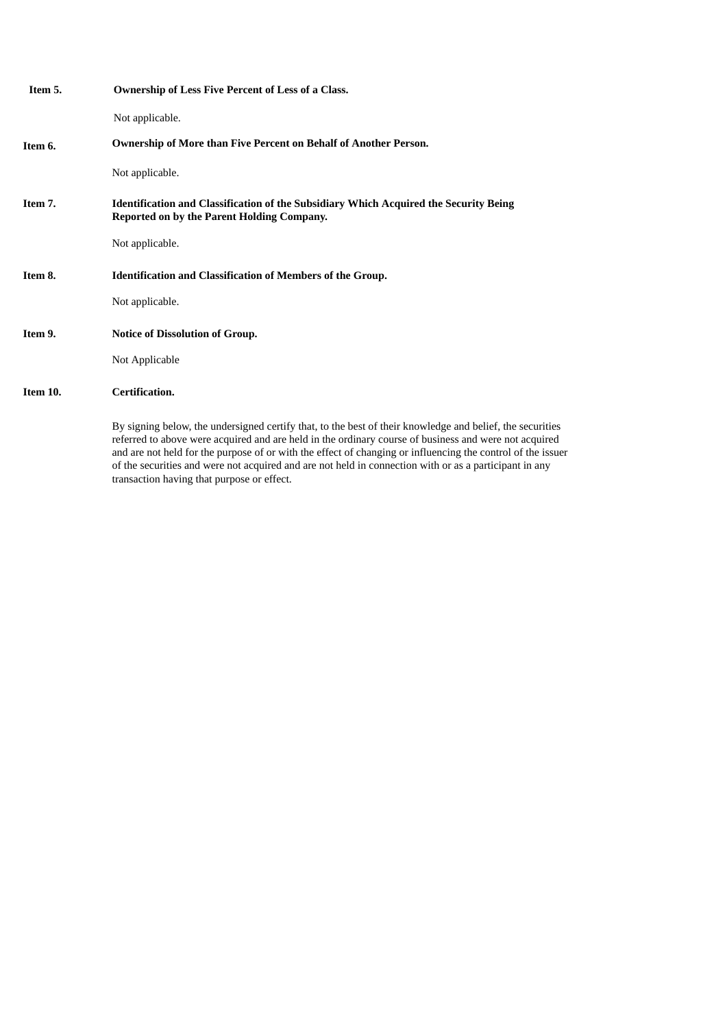**Item 5. Ownership of Less Five Percent of Less of a Class.**

Not applicable.

**Item 6. Ownership of More than Five Percent on Behalf of Another Person.**

Not applicable.

**Item 7. Identification and Classification of the Subsidiary Which Acquired the Security Being Reported on by the Parent Holding Company.**

Not applicable.

**Item 8. Identification and Classification of Members of the Group.**

Not applicable.

**Item 9. Notice of Dissolution of Group.**

Not Applicable

**Item 10. Certification.**

By signing below, the undersigned certify that, to the best of their knowledge and belief, the securities referred to above were acquired and are held in the ordinary course of business and were not acquired and are not held for the purpose of or with the effect of changing or influencing the control of the issuer of the securities and were not acquired and are not held in connection with or as a participant in any transaction having that purpose or effect.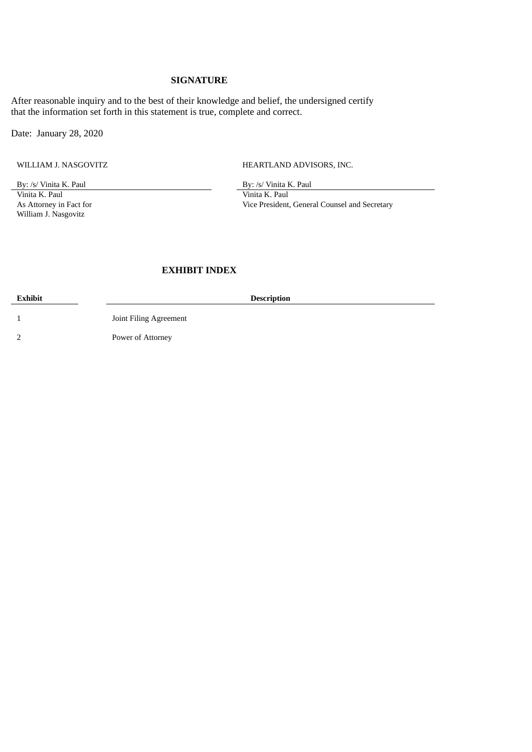## SIGNATURE

After reasonable inquiry and to the best of their knowledge and belief, the undersigned certify that the information set forth in this statement is true, complete and correct.

Date: January 28, 2020

| WILLIAM J. NASGOVITZ | HEARTLAND ADVISORS, INC. |
|---|---|
| By: /s/ Vinita K. Paul | By: /s/ Vinita K. Paul |
| Vinita K. Paul<br>As Attorney in Fact for<br>William J. Nasgovitz | Vinita K. Paul<br>Vice President, General Counsel and Secretary |

## EXHIBIT INDEX

| Exhibit | Description |
|---|---|
| 1 | Joint Filing Agreement |
| 2 | Power of Attorney |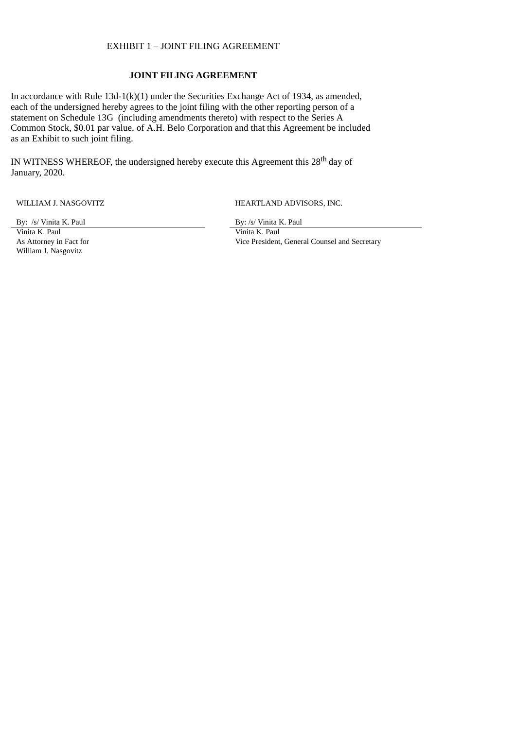EXHIBIT 1 – JOINT FILING AGREEMENT

**JOINT FILING AGREEMENT**

In accordance with Rule 13d-1(k)(1) under the Securities Exchange Act of 1934, as amended, each of the undersigned hereby agrees to the joint filing with the other reporting person of a statement on Schedule 13G (including amendments thereto) with respect to the Series A Common Stock, $0.01 par value, of A.H. Belo Corporation and that this Agreement be included as an Exhibit to such joint filing.

IN WITNESS WHEREOF, the undersigned hereby execute this Agreement this 28th day of January, 2020.

| WILLIAM J. NASGOVITZ | HEARTLAND ADVISORS, INC. |
|---|---|
| By: /s/ Vinita K. Paul | By: /s/ Vinita K. Paul |
| Vinita K. Paul | Vinita K. Paul |
| As Attorney in Fact for William J. Nasgovitz | Vice President, General Counsel and Secretary |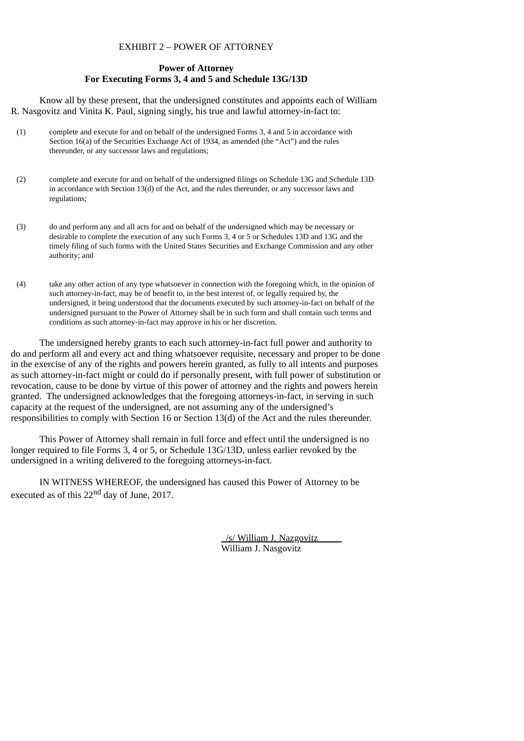EXHIBIT 2 – POWER OF ATTORNEY

**Power of Attorney**
**For Executing Forms 3, 4 and 5 and Schedule 13G/13D**

Know all by these present, that the undersigned constitutes and appoints each of William R. Nasgovitz and Vinita K. Paul, signing singly, his true and lawful attorney-in-fact to:

(1) complete and execute for and on behalf of the undersigned Forms 3, 4 and 5 in accordance with Section 16(a) of the Securities Exchange Act of 1934, as amended (the "Act") and the rules thereunder, or any successor laws and regulations;

(2) complete and execute for and on behalf of the undersigned filings on Schedule 13G and Schedule 13D in accordance with Section 13(d) of the Act, and the rules thereunder, or any successor laws and regulations;

(3) do and perform any and all acts for and on behalf of the undersigned which may be necessary or desirable to complete the execution of any such Forms 3, 4 or 5 or Schedules 13D and 13G and the timely filing of such forms with the United States Securities and Exchange Commission and any other authority; and

(4) take any other action of any type whatsoever in connection with the foregoing which, in the opinion of such attorney-in-fact, may be of benefit to, in the best interest of, or legally required by, the undersigned, it being understood that the documents executed by such attorney-in-fact on behalf of the undersigned pursuant to the Power of Attorney shall be in such form and shall contain such terms and conditions as such attorney-in-fact may approve in his or her discretion.

The undersigned hereby grants to each such attorney-in-fact full power and authority to do and perform all and every act and thing whatsoever requisite, necessary and proper to be done in the exercise of any of the rights and powers herein granted, as fully to all intents and purposes as such attorney-in-fact might or could do if personally present, with full power of substitution or revocation, cause to be done by virtue of this power of attorney and the rights and powers herein granted. The undersigned acknowledges that the foregoing attorneys-in-fact, in serving in such capacity at the request of the undersigned, are not assuming any of the undersigned's responsibilities to comply with Section 16 or Section 13(d) of the Act and the rules thereunder.

This Power of Attorney shall remain in full force and effect until the undersigned is no longer required to file Forms 3, 4 or 5, or Schedule 13G/13D, unless earlier revoked by the undersigned in a writing delivered to the foregoing attorneys-in-fact.

IN WITNESS WHEREOF, the undersigned has caused this Power of Attorney to be executed as of this 22nd day of June, 2017.

/s/ William J. Nazgovitz
William J. Nasgovitz